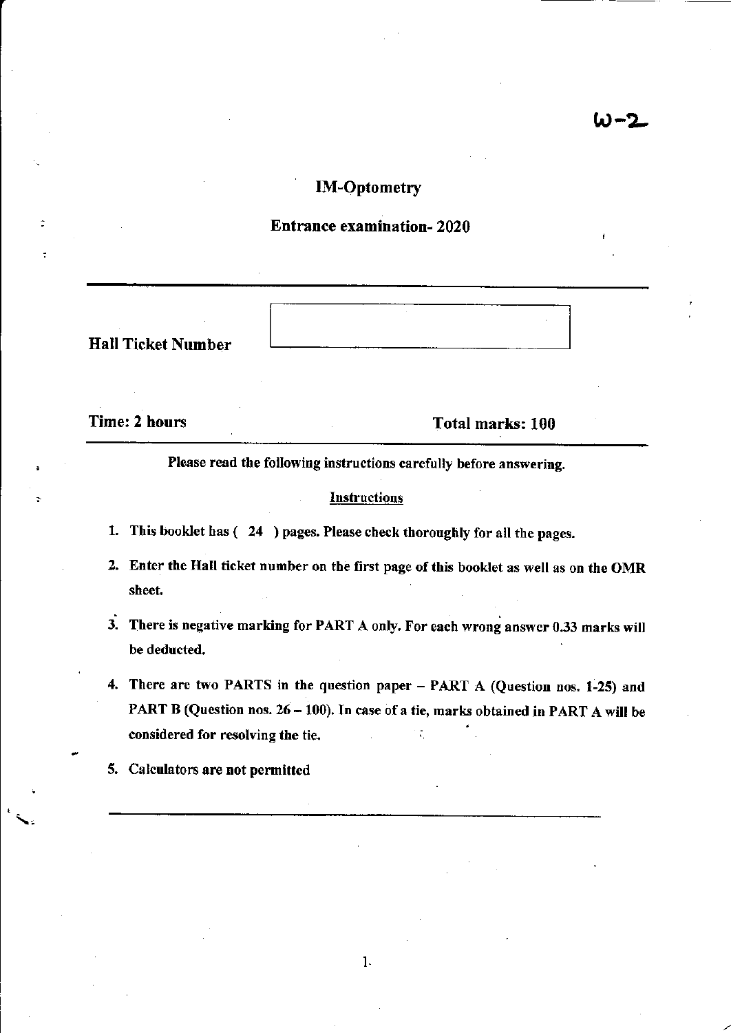W-2

# IM-Optometry

## Entrance examination- 2020

**Hall Ticket Number**

**Time: 2 hours** **Total marks: 100**

**Please read the following instructions carefully before answering.**

**Instructions**

1. **This booklet has ( 24 ) pages. Please check thoroughly for all the pages.**
2. **Enter the Hall ticket number on the first page of this booklet as well as on the OMR sheet.**
3. **There is negative marking for PART A only. For each wrong answer 0.33 marks will be deducted.**
4. **There are two PARTS in the question paper – PART A (Question nos. 1-25) and PART B (Question nos. 26 – 100). In case of a tie, marks obtained in PART A will be considered for resolving the tie.**
5. **Calculators are not permitted**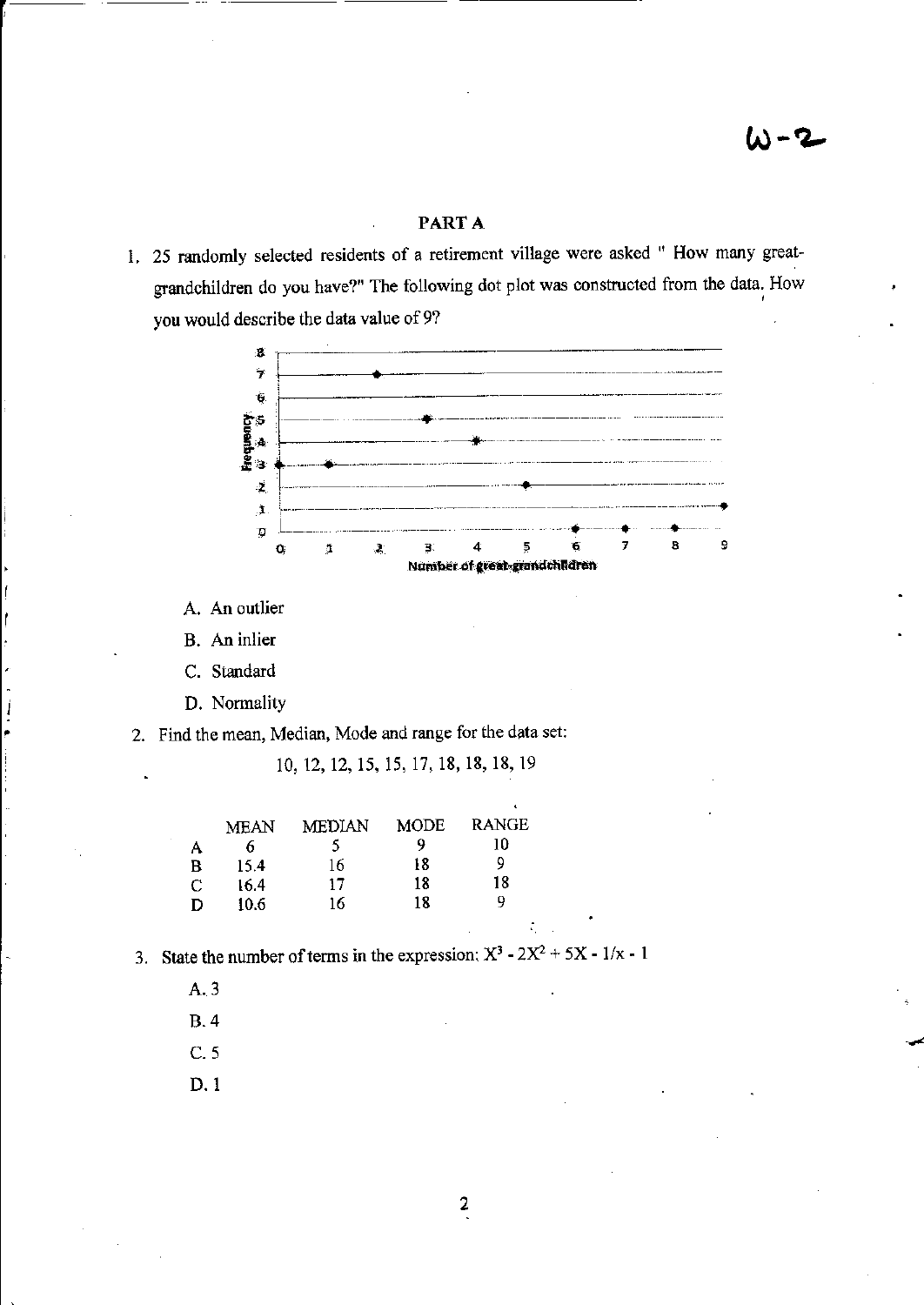W-2

## PART A

1. 25 randomly selected residents of a retirement village were asked " How many great-grandchildren do you have?" The following dot plot was constructed from the data. How you would describe the data value of 9?

   A. An outlier
   
   B. An inlier
   
   C. Standard
   
   D. Normality

2. Find the mean, Median, Mode and range for the data set:

   10, 12, 12, 15, 15, 17, 18, 18, 18, 19

|   | MEAN | MEDIAN | MODE | RANGE |
|---|---|---|---|---|
| A | 6 | 5 | 9 | 10 |
| B | 15.4 | 16 | 18 | 9 |
| C | 16.4 | 17 | 18 | 18 |
| D | 10.6 | 16 | 18 | 9 |

3. State the number of terms in the expression: $X^3 - 2X^2 + 5X - 1/x - 1$

   A. 3
   
   B. 4
   
   C. 5
   
   D. 1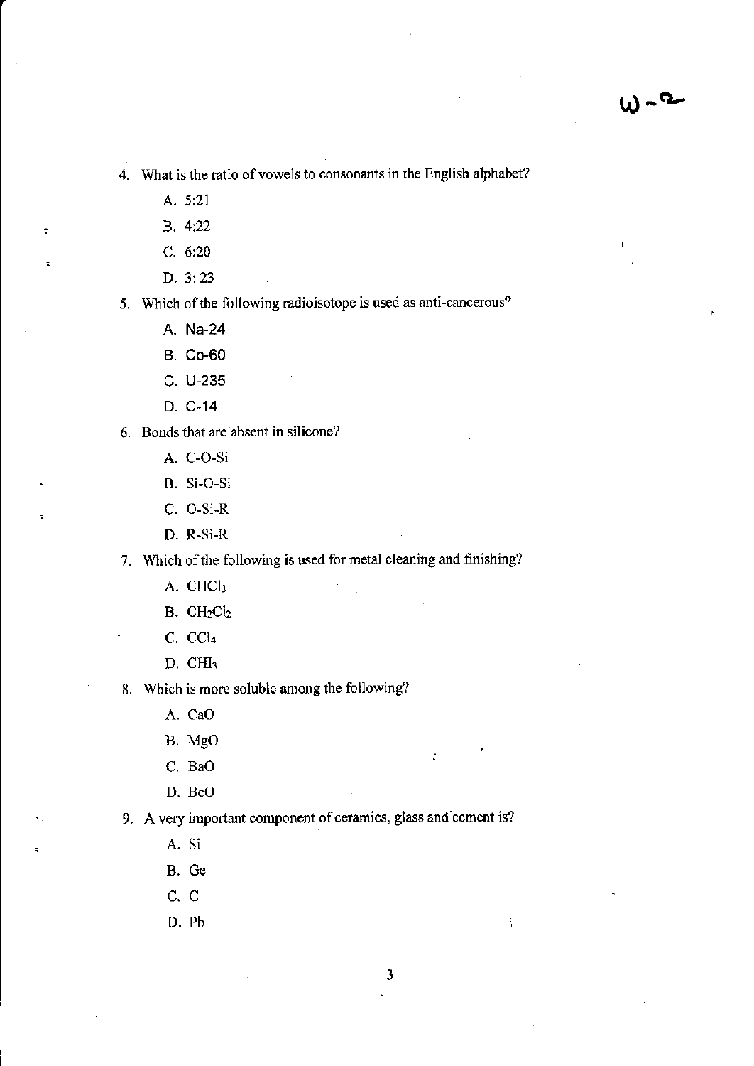4. What is the ratio of vowels to consonants in the English alphabet?

   A. 5:21

   B. 4:22

   C. 6:20

   D. 3: 23

5. Which of the following radioisotope is used as anti-cancerous?

   A. Na-24

   B. Co-60

   C. U-235

   D. C-14

6. Bonds that are absent in silicone?

   A. C-O-Si

   B. Si-O-Si

   C. O-Si-R

   D. R-Si-R

7. Which of the following is used for metal cleaning and finishing?

   A. $CHCl_3$

   B. $CH_2Cl_2$

   C. $CCl_4$

   D. $CHI_3$

8. Which is more soluble among the following?

   A. CaO

   B. MgO

   C. BaO

   D. BeO

9. A very important component of ceramics, glass and cement is?

   A. Si

   B. Ge

   C. C

   D. Pb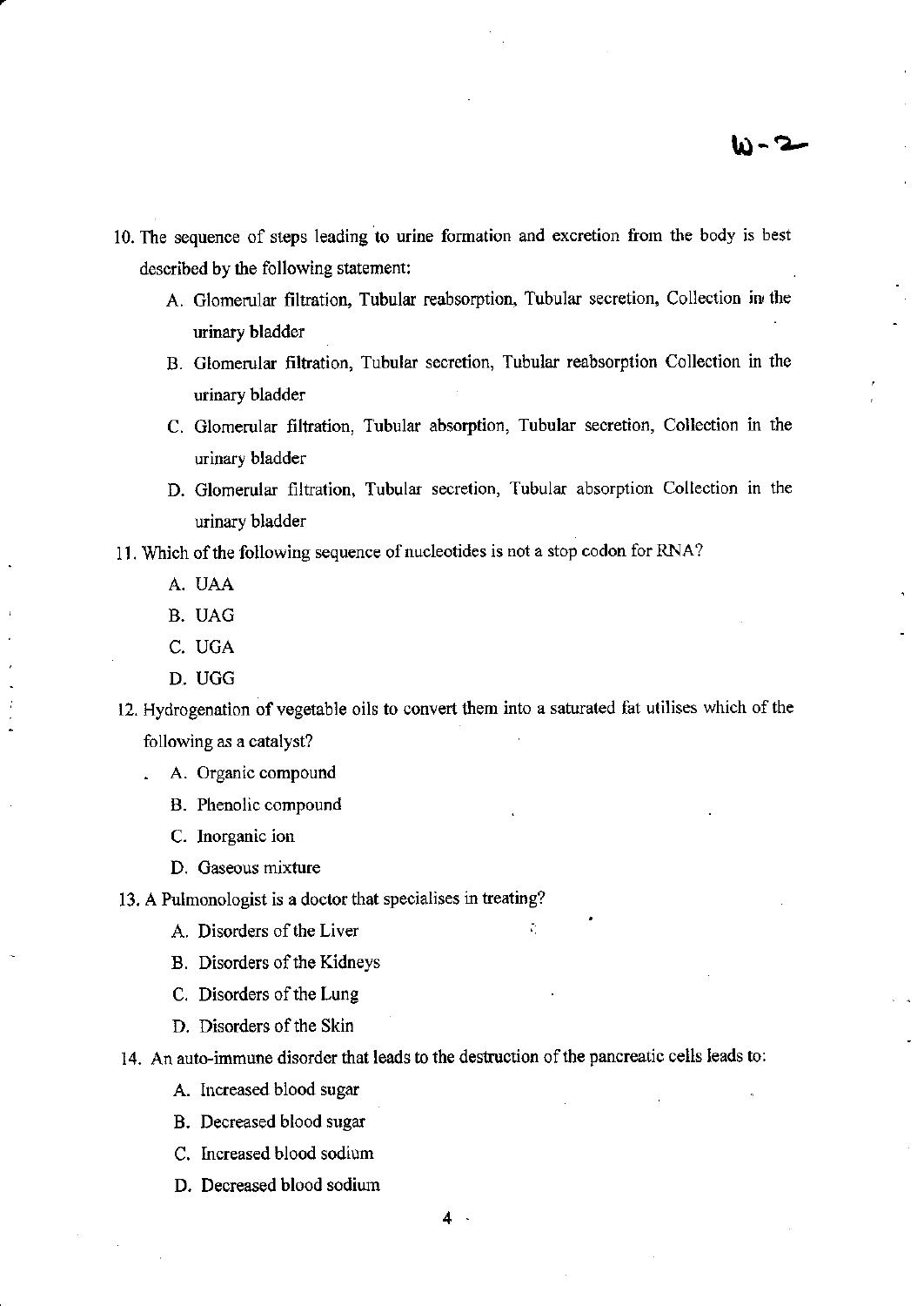10. The sequence of steps leading to urine formation and excretion from the body is best described by the following statement:
    - A. Glomerular filtration, Tubular reabsorption, Tubular secretion, Collection in the urinary bladder
    - B. Glomerular filtration, Tubular secretion, Tubular reabsorption Collection in the urinary bladder
    - C. Glomerular filtration, Tubular absorption, Tubular secretion, Collection in the urinary bladder
    - D. Glomerular filtration, Tubular secretion, Tubular absorption Collection in the urinary bladder

11. Which of the following sequence of nucleotides is not a stop codon for RNA?
    - A. UAA
    - B. UAG
    - C. UGA
    - D. UGG

12. Hydrogenation of vegetable oils to convert them into a saturated fat utilises which of the following as a catalyst?
    - A. Organic compound
    - B. Phenolic compound
    - C. Inorganic ion
    - D. Gaseous mixture

13. A Pulmonologist is a doctor that specialises in treating?
    - A. Disorders of the Liver
    - B. Disorders of the Kidneys
    - C. Disorders of the Lung
    - D. Disorders of the Skin

14. An auto-immune disorder that leads to the destruction of the pancreatic cells leads to:
    - A. Increased blood sugar
    - B. Decreased blood sugar
    - C. Increased blood sodium
    - D. Decreased blood sodium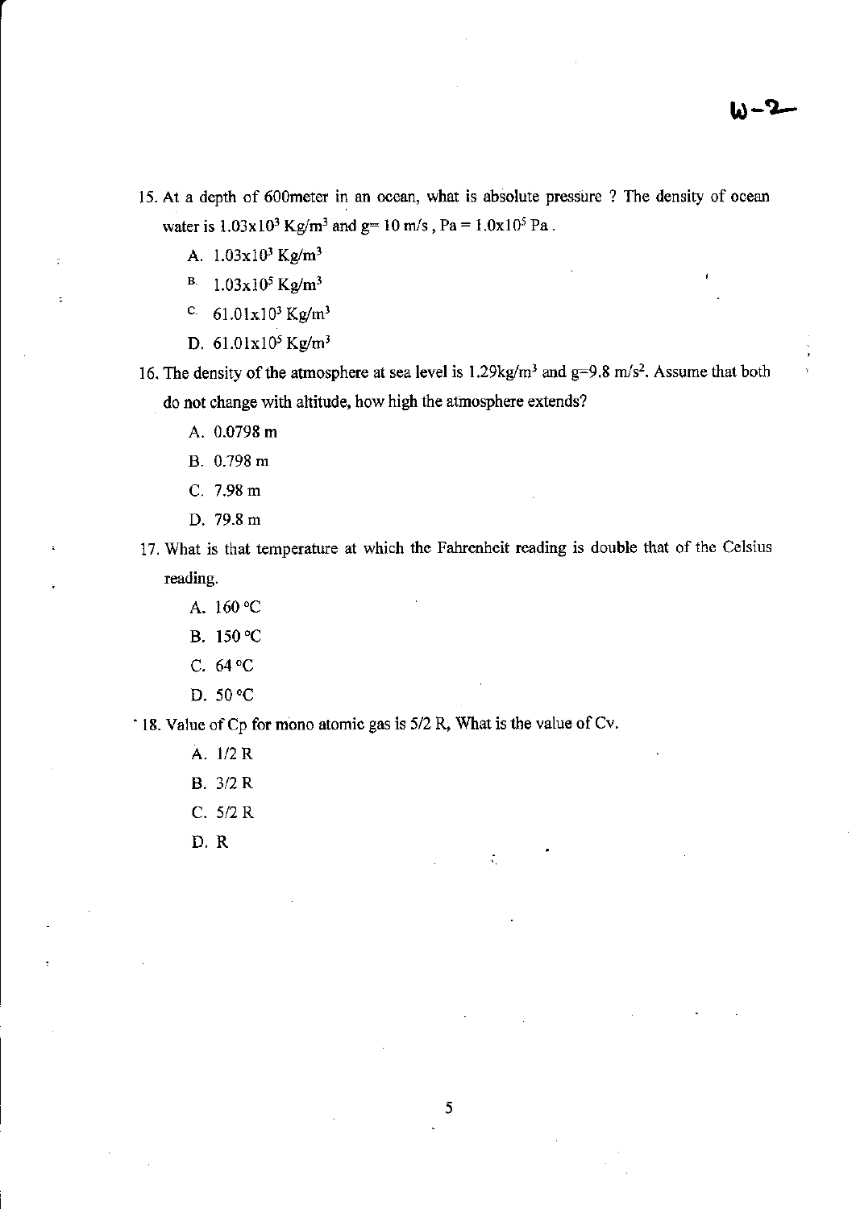15. At a depth of 600meter in an ocean, what is absolute pressure ? The density of ocean water is $1.03 \times 10^3$ Kg/m$^3$ and g= 10 m/s , Pa = $1.0 \times 10^5$ Pa .

    A. $1.03 \times 10^3$ Kg/m$^3$

    B. $1.03 \times 10^5$ Kg/m$^3$

    C. $61.01 \times 10^3$ Kg/m$^3$

    D. $61.01 \times 10^5$ Kg/m$^3$

16. The density of the atmosphere at sea level is 1.29kg/m$^3$ and g=9.8 m/s$^2$. Assume that both do not change with altitude, how high the atmosphere extends?

    A. 0.0798 m

    B. 0.798 m

    C. 7.98 m

    D. 79.8 m

17. What is that temperature at which the Fahrenheit reading is double that of the Celsius reading.

    A. 160 °C

    B. 150 °C

    C. 64 °C

    D. 50 °C

18. Value of Cp for mono atomic gas is 5/2 R, What is the value of Cv.

    A. 1/2 R

    B. 3/2 R

    C. 5/2 R

    D. R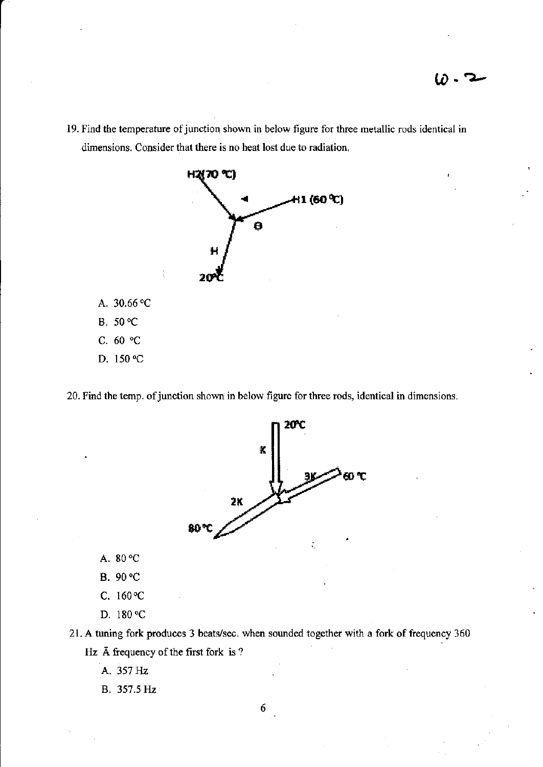19. Find the temperature of junction shown in below figure for three metallic rods identical in dimensions. Consider that there is no heat lost due to radiation.

H2(70 °C)

H1 (60 °C)

θ

H

20°C

A. 30.66 °C

B. 50 °C

C. 60 °C

D. 150 °C

20. Find the temp. of junction shown in below figure for three rods, identical in dimensions.

20°C

K

3K

60 °C

2K

80 °C

A. 80 °C

B. 90 °C

C. 160 °C

D. 180 °C

21. A tuning fork produces 3 beats/sec. when sounded together with a fork of frequency 360 Hz Ā frequency of the first fork is ?

A. 357 Hz

B. 357.5 Hz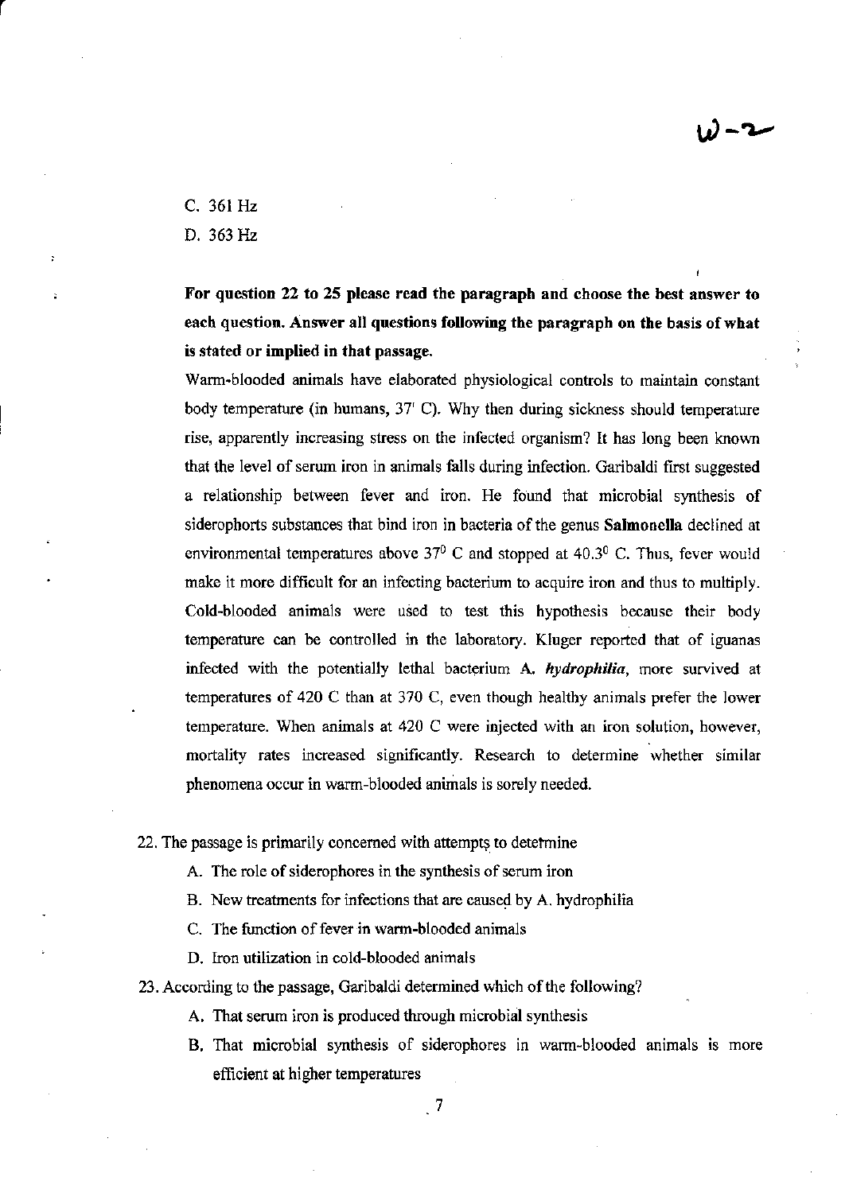C. 361 Hz

D. 363 Hz

**For question 22 to 25 please read the paragraph and choose the best answer to each question. Answer all questions following the paragraph on the basis of what is stated or implied in that passage.**

Warm-blooded animals have elaborated physiological controls to maintain constant body temperature (in humans, 37' C). Why then during sickness should temperature rise, apparently increasing stress on the infected organism? It has long been known that the level of serum iron in animals falls during infection. Garibaldi first suggested a relationship between fever and iron. He found that microbial synthesis of siderophorts substances that bind iron in bacteria of the genus **Salmonella** declined at environmental temperatures above $37^0$ C and stopped at $40.3^0$ C. Thus, fever would make it more difficult for an infecting bacterium to acquire iron and thus to multiply. Cold-blooded animals were used to test this hypothesis because their body temperature can be controlled in the laboratory. Kluger reported that of iguanas infected with the potentially lethal bacterium A. ***hydrophilia***, more survived at temperatures of 420 C than at 370 C, even though healthy animals prefer the lower temperature. When animals at 420 C were injected with an iron solution, however, mortality rates increased significantly. Research to determine whether similar phenomena occur in warm-blooded animals is sorely needed.

22. The passage is primarily concerned with attempts to determine
    - A. The role of siderophores in the synthesis of serum iron
    - B. New treatments for infections that are caused by A. hydrophilia
    - C. The function of fever in warm-blooded animals
    - D. Iron utilization in cold-blooded animals

23. According to the passage, Garibaldi determined which of the following?
    - A. That serum iron is produced through microbial synthesis
    - B. That microbial synthesis of siderophores in warm-blooded animals is more efficient at higher temperatures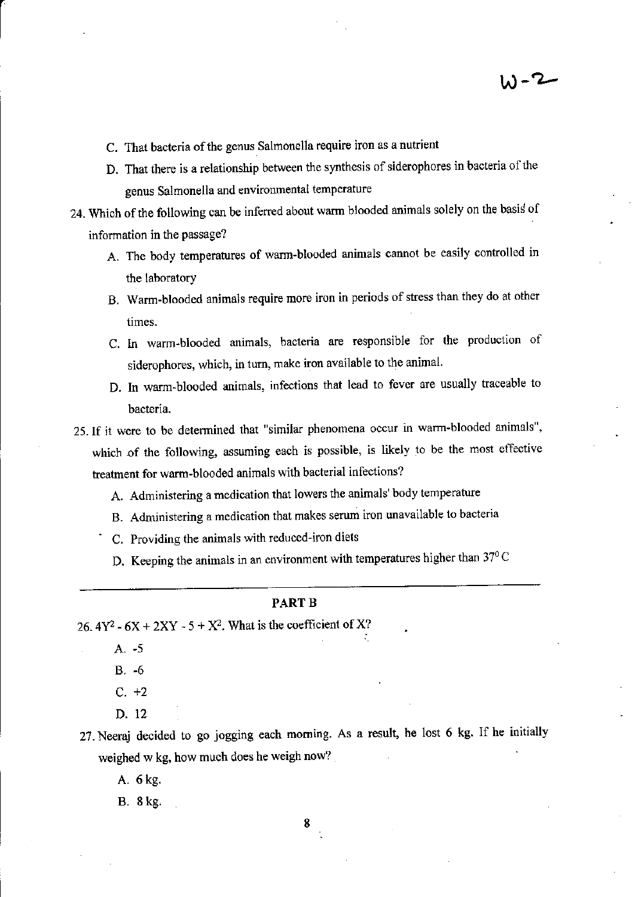C. That bacteria of the genus Salmonella require iron as a nutrient

D. That there is a relationship between the synthesis of siderophores in bacteria of the genus Salmonella and environmental temperature

24. Which of the following can be inferred about warm blooded animals solely on the basis of information in the passage?

    A. The body temperatures of warm-blooded animals cannot be easily controlled in the laboratory

    B. Warm-blooded animals require more iron in periods of stress than they do at other times.

    C. In warm-blooded animals, bacteria are responsible for the production of siderophores, which, in turn, make iron available to the animal.

    D. In warm-blooded animals, infections that lead to fever are usually traceable to bacteria.

25. If it were to be determined that "similar phenomena occur in warm-blooded animals", which of the following, assuming each is possible, is likely to be the most effective treatment for warm-blooded animals with bacterial infections?

    A. Administering a medication that lowers the animals' body temperature

    B. Administering a medication that makes serum iron unavailable to bacteria

    C. Providing the animals with reduced-iron diets

    D. Keeping the animals in an environment with temperatures higher than $37^0$ C

---

## PART B

26. $4Y^2 - 6X + 2XY - 5 + X^2$. What is the coefficient of X?

    A. -5

    B. -6

    C. +2

    D. 12

27. Neeraj decided to go jogging each morning. As a result, he lost 6 kg. If he initially weighed w kg, how much does he weigh now?

    A. 6 kg.

    B. 8 kg.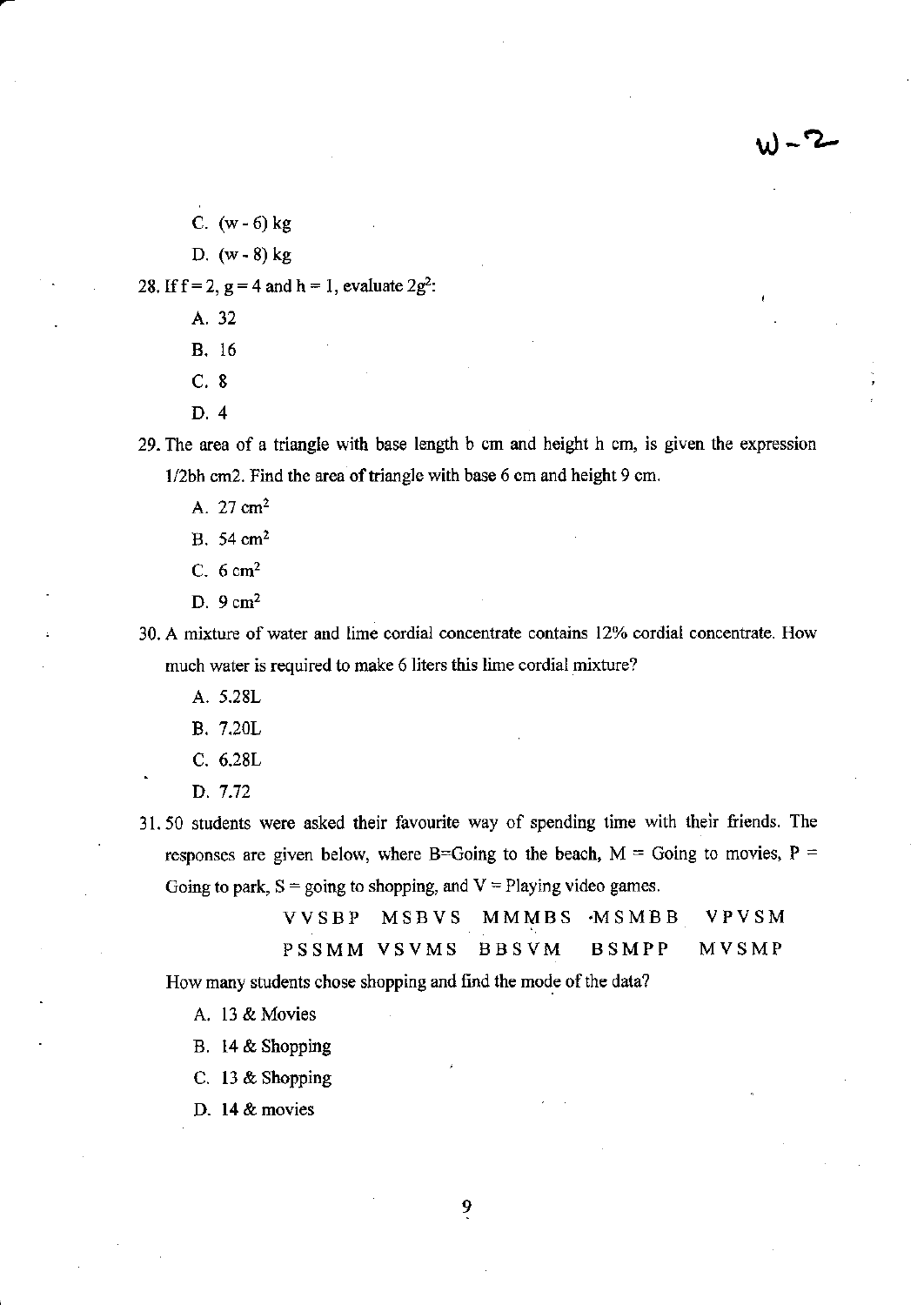C. $(w - 6)$ kg

D. $(w - 8)$ kg

28. If $f = 2$, $g = 4$ and $h = 1$, evaluate $2g^2$:

    A. 32

    B. 16

    C. 8

    D. 4

29. The area of a triangle with base length b cm and height h cm, is given the expression 1/2bh cm2. Find the area of triangle with base 6 cm and height 9 cm.

    A. 27 $cm^2$

    B. 54 $cm^2$

    C. 6 $cm^2$

    D. 9 $cm^2$

30. A mixture of water and lime cordial concentrate contains 12% cordial concentrate. How much water is required to make 6 liters this lime cordial mixture?

    A. 5.28L

    B. 7.20L

    C. 6.28L

    D. 7.72

31. 50 students were asked their favourite way of spending time with their friends. The responses are given below, where B=Going to the beach, M = Going to movies, P = Going to park, S = going to shopping, and V = Playing video games.

    V V S B P  M S B V S  M M M B S  M S M B B  V P V S M

    P S S M M  V S V M S  B B S V M  B S M P P  M V S M P

    How many students chose shopping and find the mode of the data?

    A. 13 & Movies

    B. 14 & Shopping

    C. 13 & Shopping

    D. 14 & movies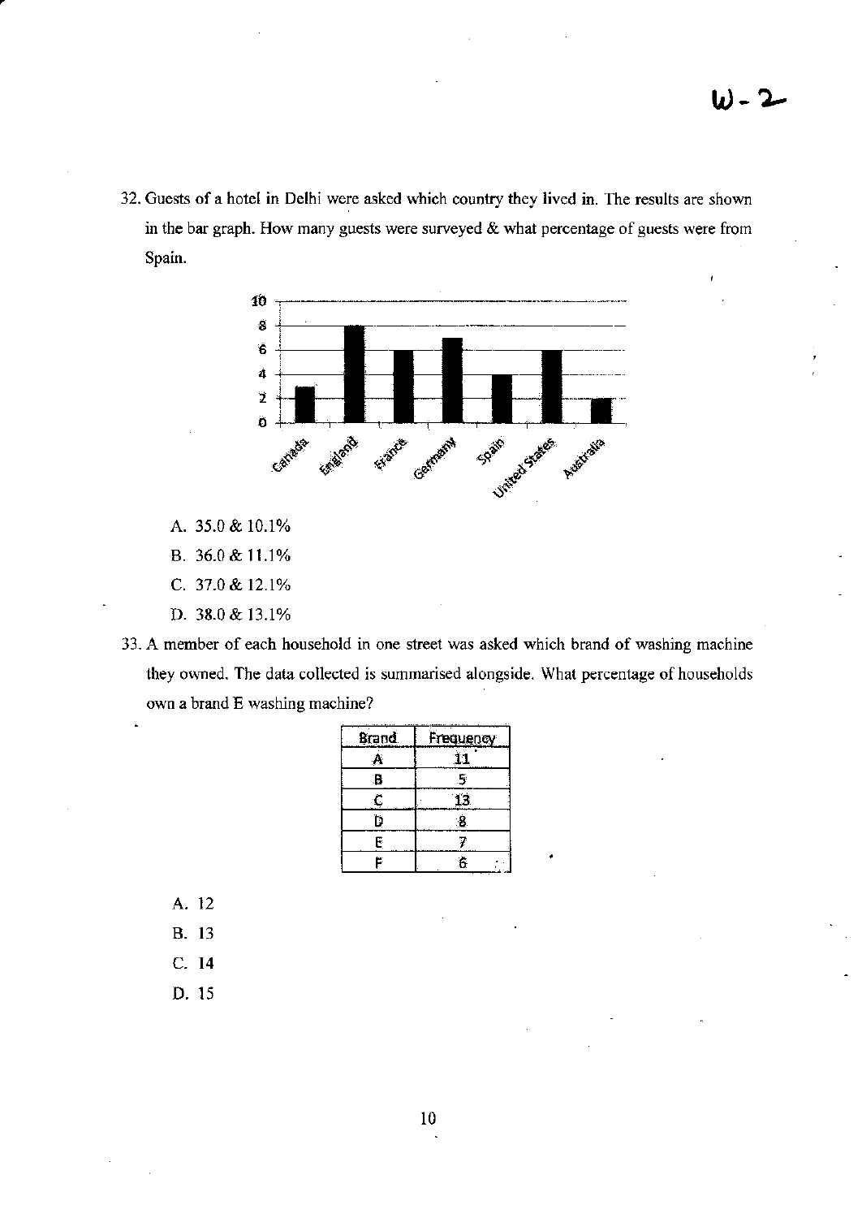32. Guests of a hotel in Delhi were asked which country they lived in. The results are shown in the bar graph. How many guests were surveyed & what percentage of guests were from Spain.

    A. 35.0 & 10.1%
    B. 36.0 & 11.1%
    C. 37.0 & 12.1%
    D. 38.0 & 13.1%

33. A member of each household in one street was asked which brand of washing machine they owned. The data collected is summarised alongside. What percentage of households own a brand E washing machine?

| Brand | Frequency |
| --- | --- |
| A | 11 |
| B | 5 |
| C | 13 |
| D | 8 |
| E | 7 |
| F | 6 |

    A. 12
    B. 13
    C. 14
    D. 15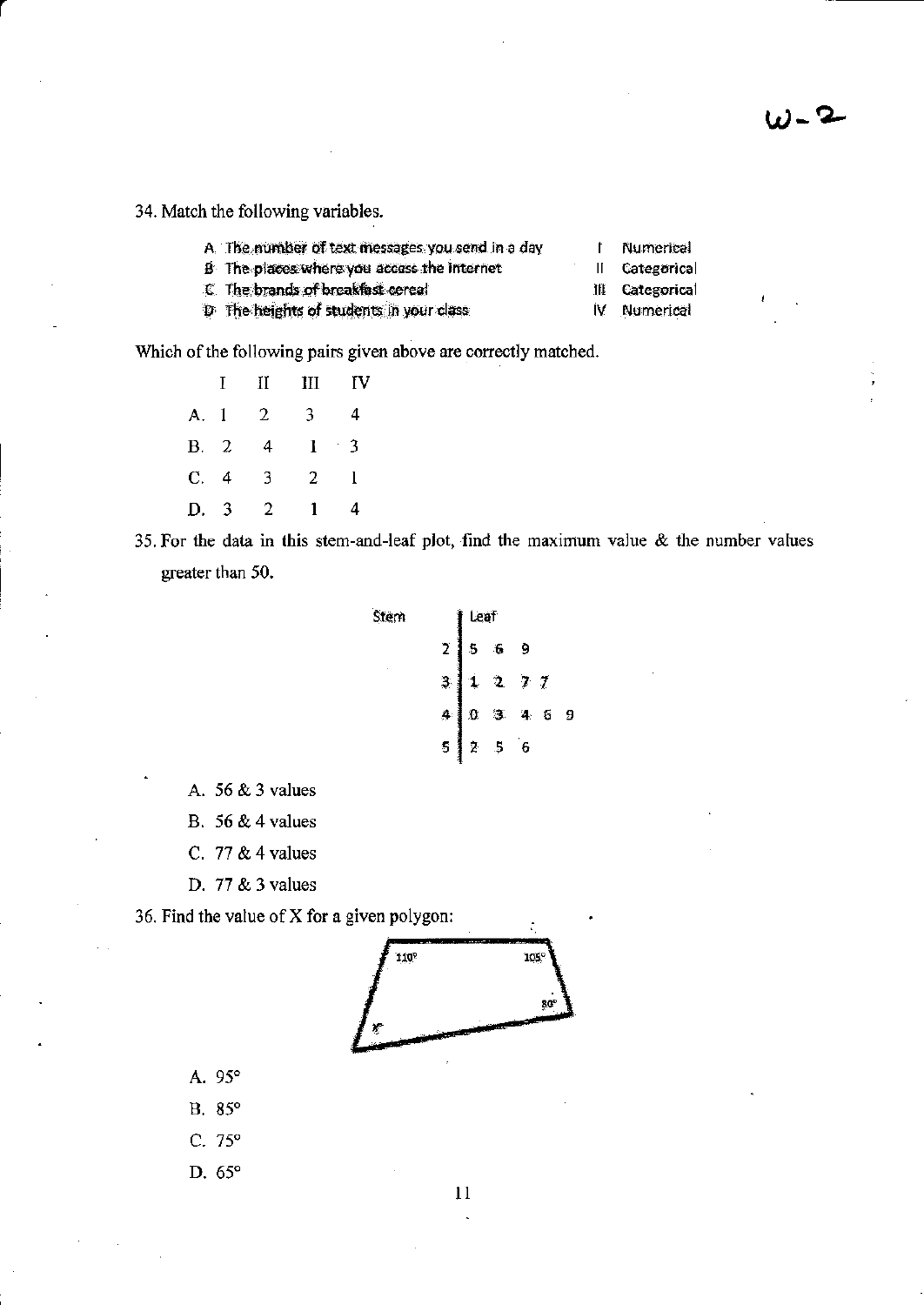W-2

34. Match the following variables.

| | | | |
|---|---|---|---|
| A | The number of text messages you send in a day | I | Numerical |
| B | The places where you access the internet | II | Categorical |
| C | The brands of breakfast cereal | III | Categorical |
| D | The heights of students in your class | IV | Numerical |

Which of the following pairs given above are correctly matched.

| | I | II | III | IV |
|---|---|---|---|---|
| A. | 1 | 2 | 3 | 4 |
| B. | 2 | 4 | 1 | 3 |
| C. | 4 | 3 | 2 | 1 |
| D. | 3 | 2 | 1 | 4 |

35. For the data in this stem-and-leaf plot, find the maximum value & the number values greater than 50.

| Stem | Leaf |
|---|---|
| 2 | 5 6 9 |
| 3 | 1 2 7 7 |
| 4 | 0 3 4 6 9 |
| 5 | 2 5 6 |

A. 56 & 3 values

B. 56 & 4 values

C. 77 & 4 values

D. 77 & 3 values

36. Find the value of X for a given polygon:

(Figure: quadrilateral with angles 110°, 105°, 80°, x°)

A. 95°

B. 85°

C. 75°

D. 65°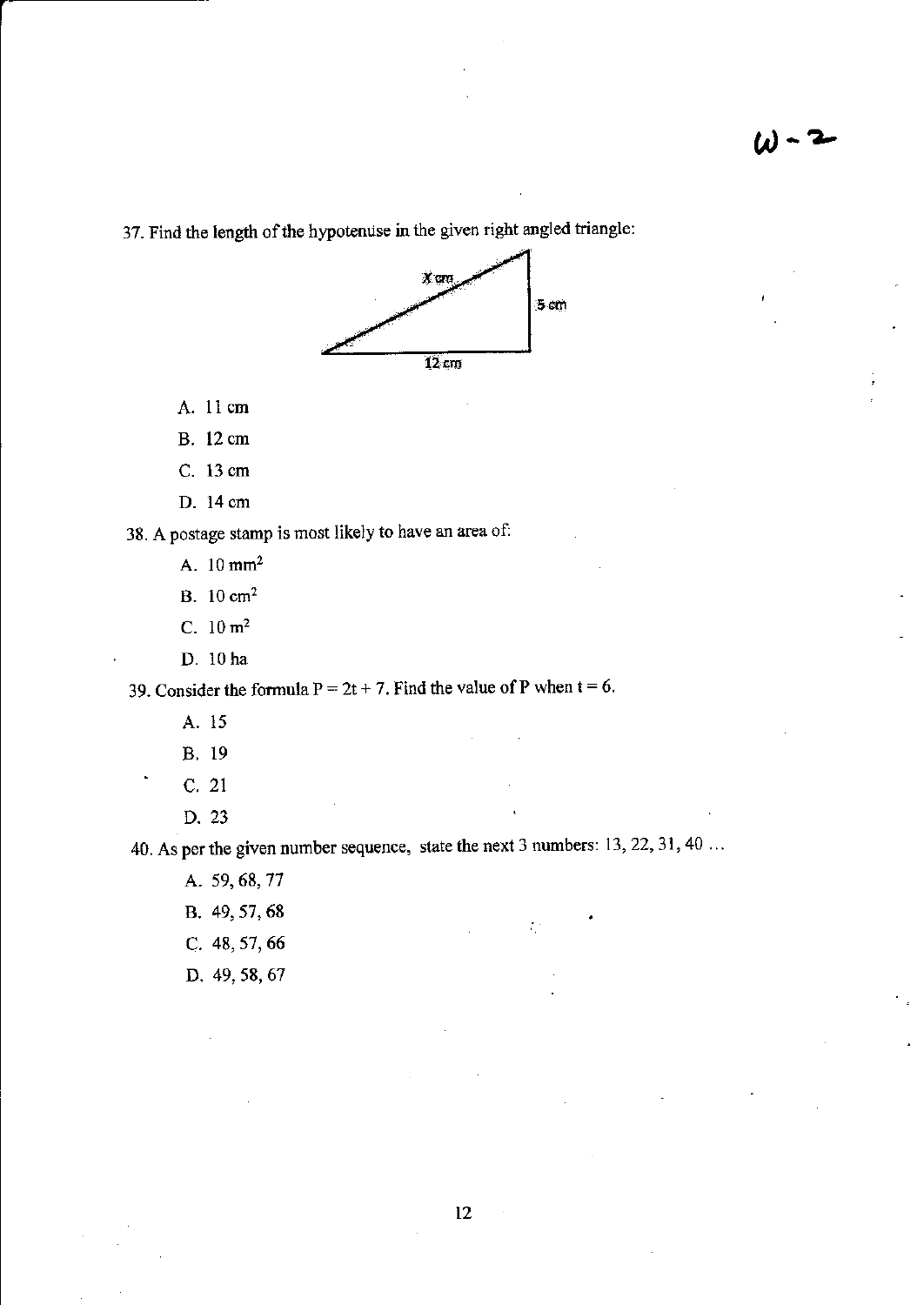37. Find the length of the hypotenuse in the given right angled triangle:

X cm

5 cm

12 cm

A. 11 cm

B. 12 cm

C. 13 cm

D. 14 cm

38. A postage stamp is most likely to have an area of:

A. 10 $mm^2$

B. 10 $cm^2$

C. 10 $m^2$

D. 10 ha

39. Consider the formula $P = 2t + 7$. Find the value of P when $t = 6$.

A. 15

B. 19

C. 21

D. 23

40. As per the given number sequence, state the next 3 numbers: 13, 22, 31, 40 …

A. 59, 68, 77

B. 49, 57, 68

C. 48, 57, 66

D. 49, 58, 67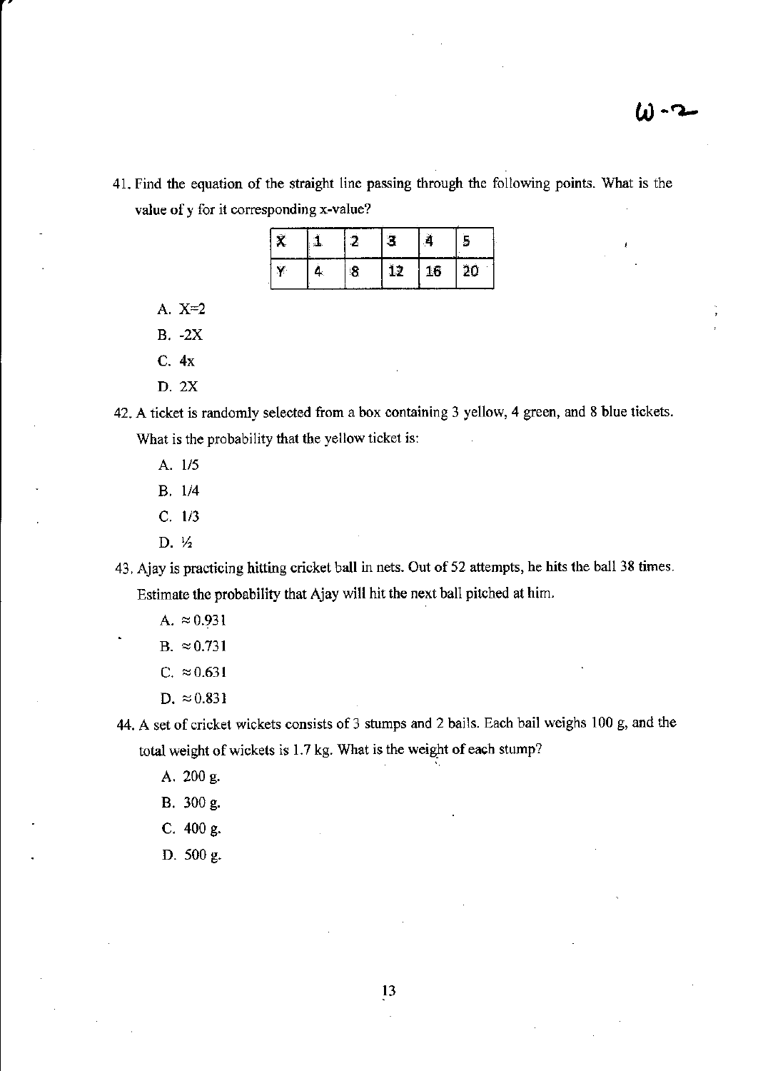41. Find the equation of the straight line passing through the following points. What is the value of y for it corresponding x-value?

| X | 1 | 2 | 3 | 4 | 5 |
|---|---|---|---|---|---|
| Y | 4 | 8 | 12 | 16 | 20 |

   A. X=2
   B. -2X
   C. 4x
   D. 2X

42. A ticket is randomly selected from a box containing 3 yellow, 4 green, and 8 blue tickets. What is the probability that the yellow ticket is:
   A. 1/5
   B. 1/4
   C. 1/3
   D. ½

43. Ajay is practicing hitting cricket ball in nets. Out of 52 attempts, he hits the ball 38 times. Estimate the probability that Ajay will hit the next ball pitched at him.
   A. $\approx 0.931$
   B. $\approx 0.731$
   C. $\approx 0.631$
   D. $\approx 0.831$

44. A set of cricket wickets consists of 3 stumps and 2 bails. Each bail weighs 100 g, and the total weight of wickets is 1.7 kg. What is the weight of each stump?
   A. 200 g.
   B. 300 g.
   C. 400 g.
   D. 500 g.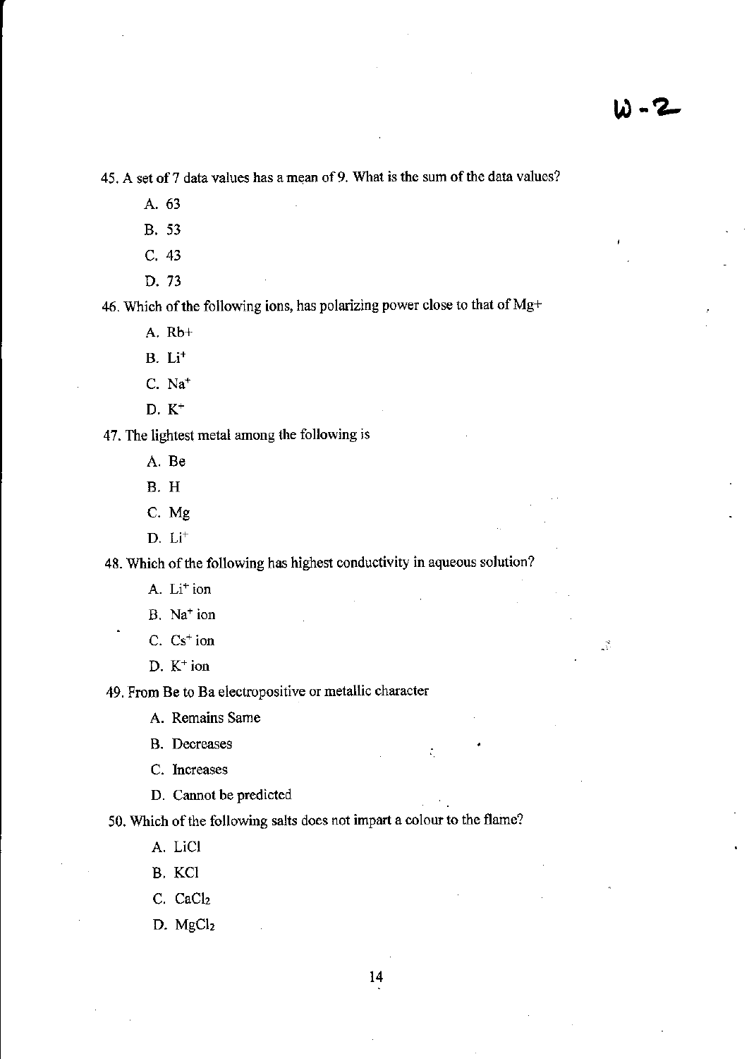W-2

45. A set of 7 data values has a mean of 9. What is the sum of the data values?

A. 63

B. 53

C. 43

D. 73

46. Which of the following ions, has polarizing power close to that of Mg+

A. Rb+

B. $Li^+$

C. $Na^+$

D. $K^+$

47. The lightest metal among the following is

A. Be

B. H

C. Mg

D. $Li^+$

48. Which of the following has highest conductivity in aqueous solution?

A. $Li^+$ ion

B. $Na^+$ ion

C. $Cs^+$ ion

D. $K^+$ ion

49. From Be to Ba electropositive or metallic character

A. Remains Same

B. Decreases

C. Increases

D. Cannot be predicted

50. Which of the following salts does not impart a colour to the flame?

A. LiCl

B. KCl

C. $CaCl_2$

D. $MgCl_2$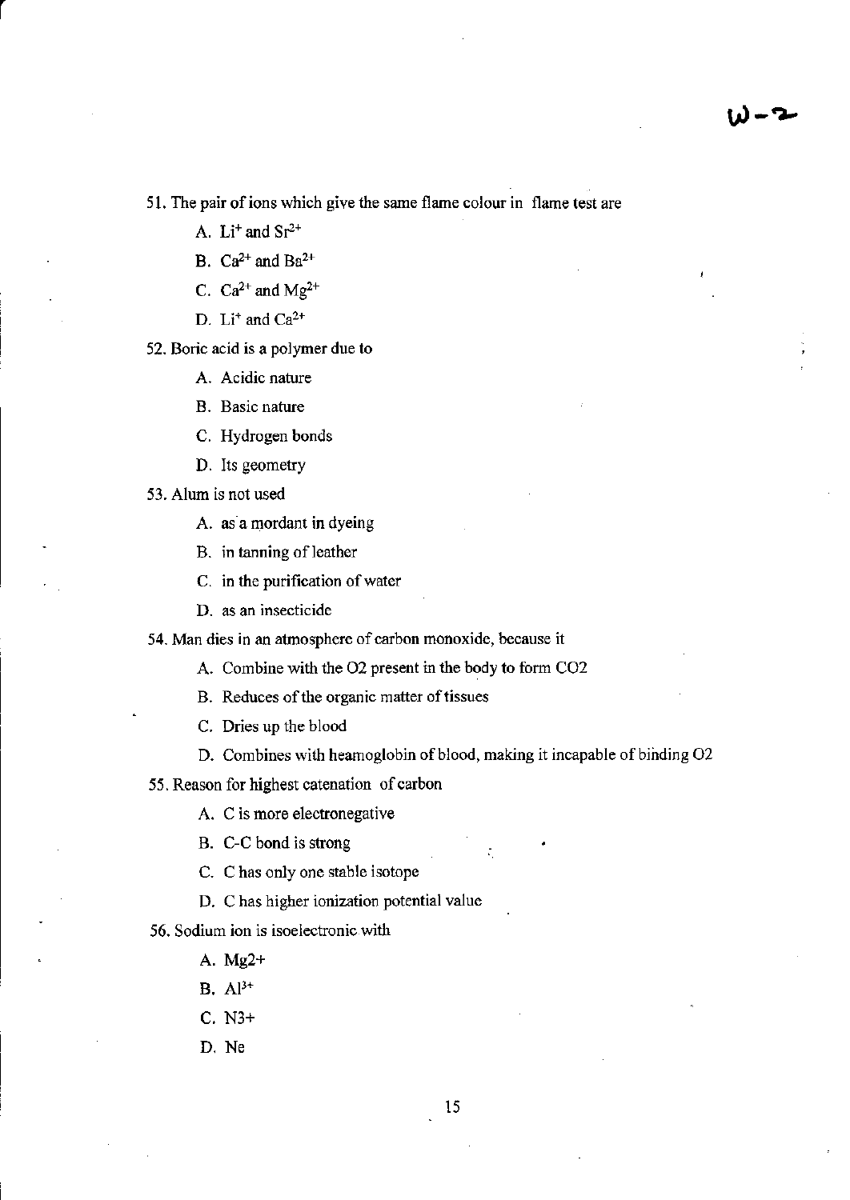W-2

51. The pair of ions which give the same flame colour in flame test are

   A. $Li^{+}$ and $Sr^{2+}$
   B. $Ca^{2+}$ and $Ba^{2+}$
   C. $Ca^{2+}$ and $Mg^{2+}$
   D. $Li^{+}$ and $Ca^{2+}$

52. Boric acid is a polymer due to

   A. Acidic nature
   B. Basic nature
   C. Hydrogen bonds
   D. Its geometry

53. Alum is not used

   A. as a mordant in dyeing
   B. in tanning of leather
   C. in the purification of water
   D. as an insecticide

54. Man dies in an atmosphere of carbon monoxide, because it

   A. Combine with the O2 present in the body to form CO2
   B. Reduces of the organic matter of tissues
   C. Dries up the blood
   D. Combines with heamoglobin of blood, making it incapable of binding O2

55. Reason for highest catenation of carbon

   A. C is more electronegative
   B. C-C bond is strong
   C. C has only one stable isotope
   D. C has higher ionization potential value

56. Sodium ion is isoelectronic with

   A. Mg2+
   B. $Al^{3+}$
   C. N3+
   D. Ne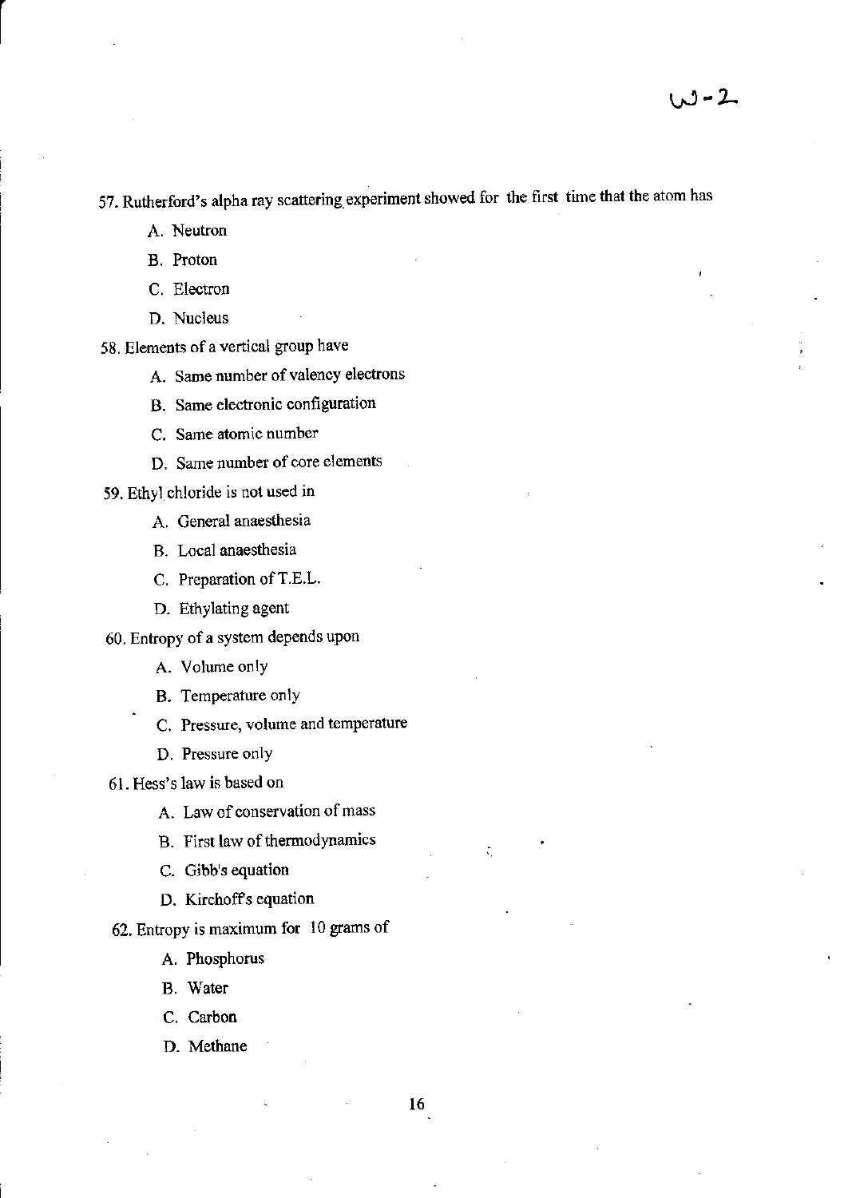57. Rutherford's alpha ray scattering experiment showed for the first time that the atom has

A. Neutron

B. Proton

C. Electron

D. Nucleus

58. Elements of a vertical group have

A. Same number of valency electrons

B. Same electronic configuration

C. Same atomic number

D. Same number of core elements

59. Ethyl chloride is not used in

A. General anaesthesia

B. Local anaesthesia

C. Preparation of T.E.L.

D. Ethylating agent

60. Entropy of a system depends upon

A. Volume only

B. Temperature only

C. Pressure, volume and temperature

D. Pressure only

61. Hess's law is based on

A. Law of conservation of mass

B. First law of thermodynamics

C. Gibb's equation

D. Kirchoff's equation

62. Entropy is maximum for 10 grams of

A. Phosphorus

B. Water

C. Carbon

D. Methane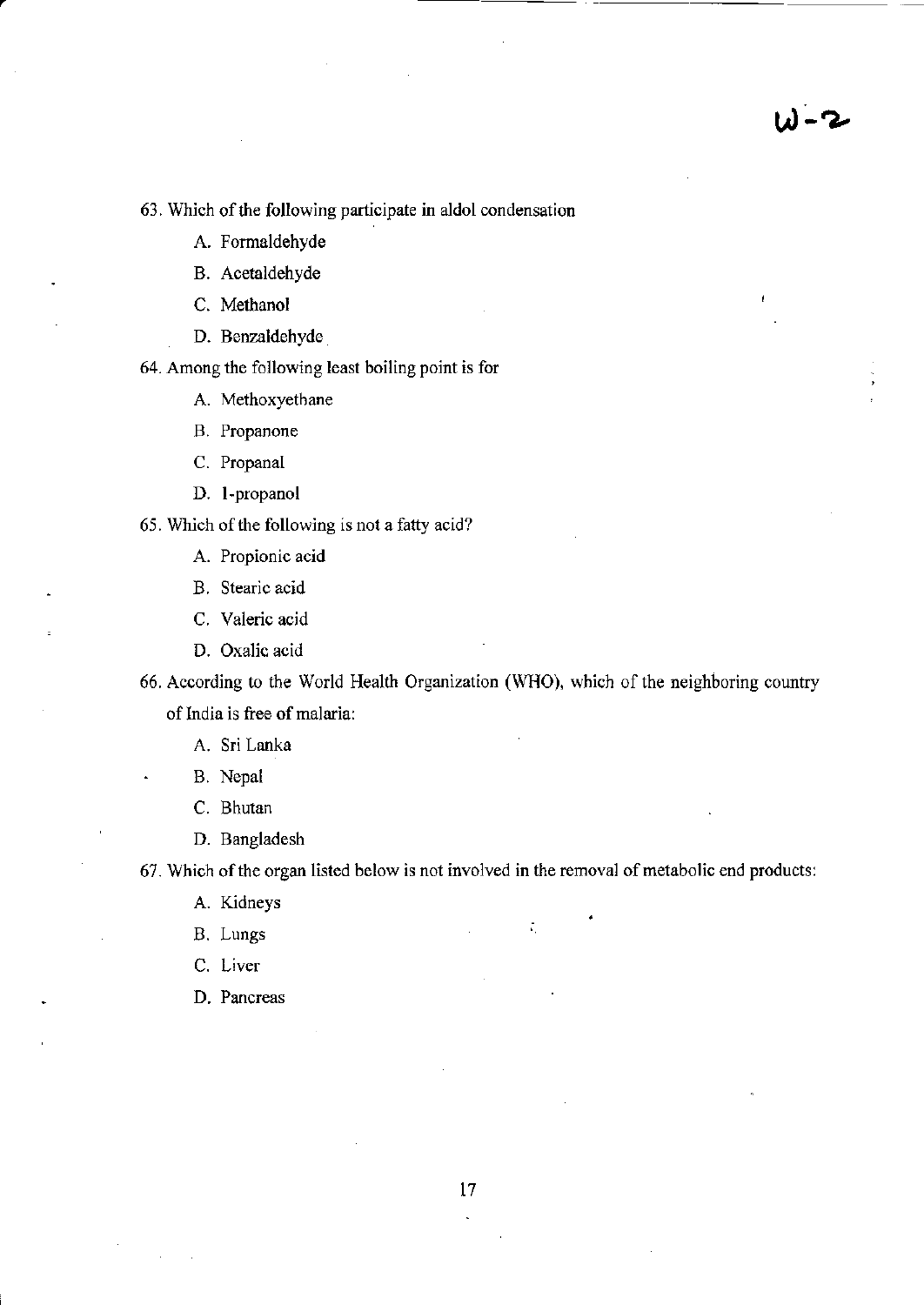63. Which of the following participate in aldol condensation

   A. Formaldehyde

   B. Acetaldehyde

   C. Methanol

   D. Benzaldehyde

64. Among the following least boiling point is for

   A. Methoxyethane

   B. Propanone

   C. Propanal

   D. 1-propanol

65. Which of the following is not a fatty acid?

   A. Propionic acid

   B. Stearic acid

   C. Valeric acid

   D. Oxalic acid

66. According to the World Health Organization (WHO), which of the neighboring country of India is free of malaria:

   A. Sri Lanka

   B. Nepal

   C. Bhutan

   D. Bangladesh

67. Which of the organ listed below is not involved in the removal of metabolic end products:

   A. Kidneys

   B. Lungs

   C. Liver

   D. Pancreas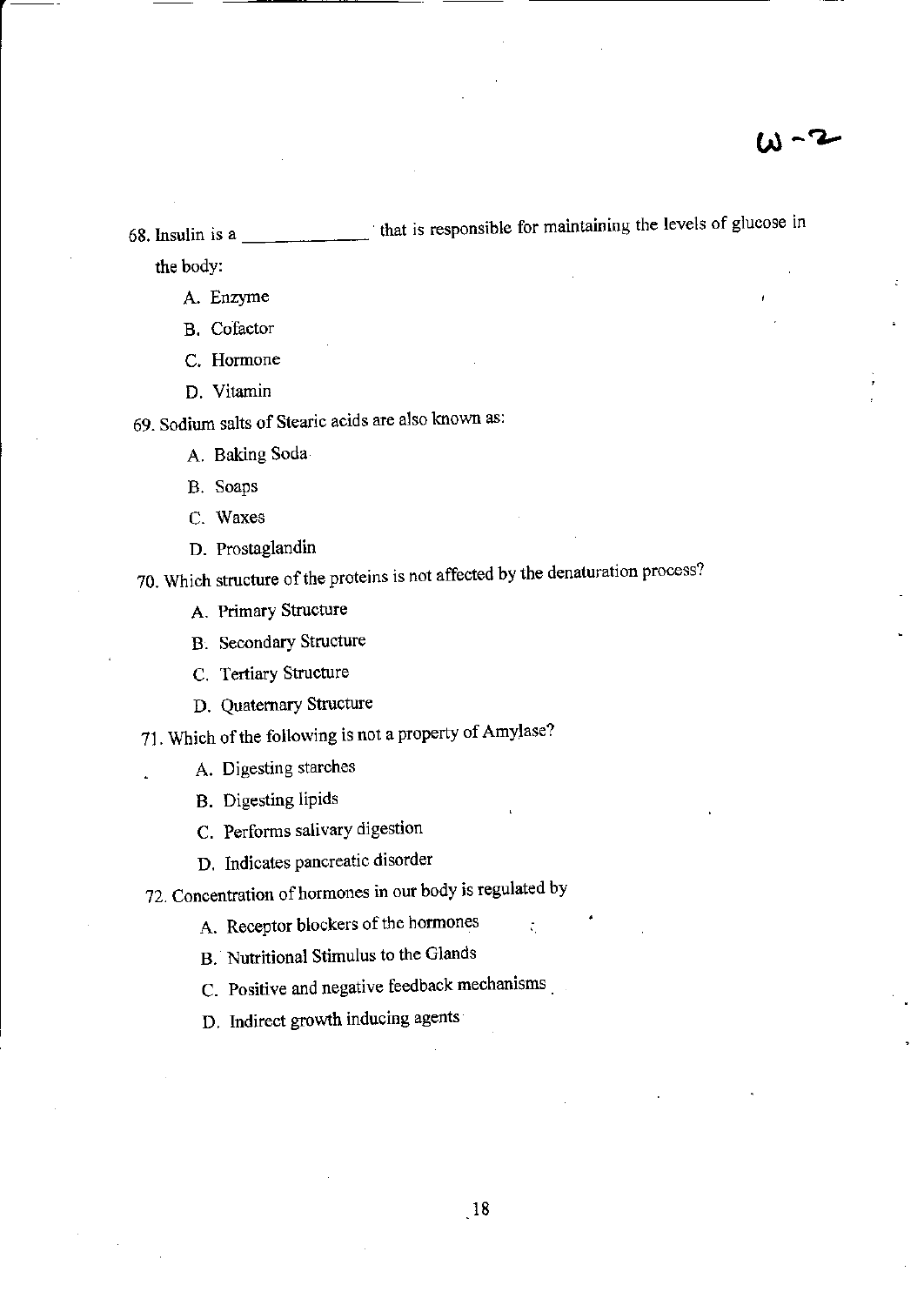W-2

68. Insulin is a ____________ that is responsible for maintaining the levels of glucose in the body:

   A. Enzyme
   B. Cofactor
   C. Hormone
   D. Vitamin

69. Sodium salts of Stearic acids are also known as:

   A. Baking Soda
   B. Soaps
   C. Waxes
   D. Prostaglandin

70. Which structure of the proteins is not affected by the denaturation process?

   A. Primary Structure
   B. Secondary Structure
   C. Tertiary Structure
   D. Quaternary Structure

71. Which of the following is not a property of Amylase?

   A. Digesting starches
   B. Digesting lipids
   C. Performs salivary digestion
   D. Indicates pancreatic disorder

72. Concentration of hormones in our body is regulated by

   A. Receptor blockers of the hormones
   B. Nutritional Stimulus to the Glands
   C. Positive and negative feedback mechanisms
   D. Indirect growth inducing agents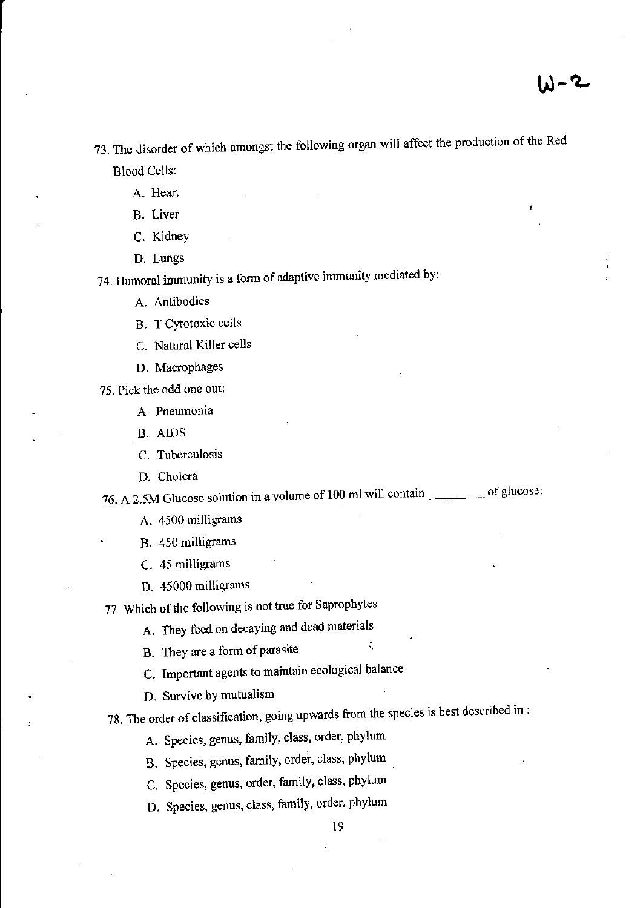W-2

73. The disorder of which amongst the following organ will affect the production of the Red Blood Cells:

   A. Heart
   B. Liver
   C. Kidney
   D. Lungs

74. Humoral immunity is a form of adaptive immunity mediated by:

   A. Antibodies
   B. T Cytotoxic cells
   C. Natural Killer cells
   D. Macrophages

75. Pick the odd one out:

   A. Pneumonia
   B. AIDS
   C. Tuberculosis
   D. Cholera

76. A 2.5M Glucose solution in a volume of 100 ml will contain ________ of glucose:

   A. 4500 milligrams
   B. 450 milligrams
   C. 45 milligrams
   D. 45000 milligrams

77. Which of the following is not true for Saprophytes

   A. They feed on decaying and dead materials
   B. They are a form of parasite
   C. Important agents to maintain ecological balance
   D. Survive by mutualism

78. The order of classification, going upwards from the species is best described in :

   A. Species, genus, family, class, order, phylum
   B. Species, genus, family, order, class, phylum
   C. Species, genus, order, family, class, phylum
   D. Species, genus, class, family, order, phylum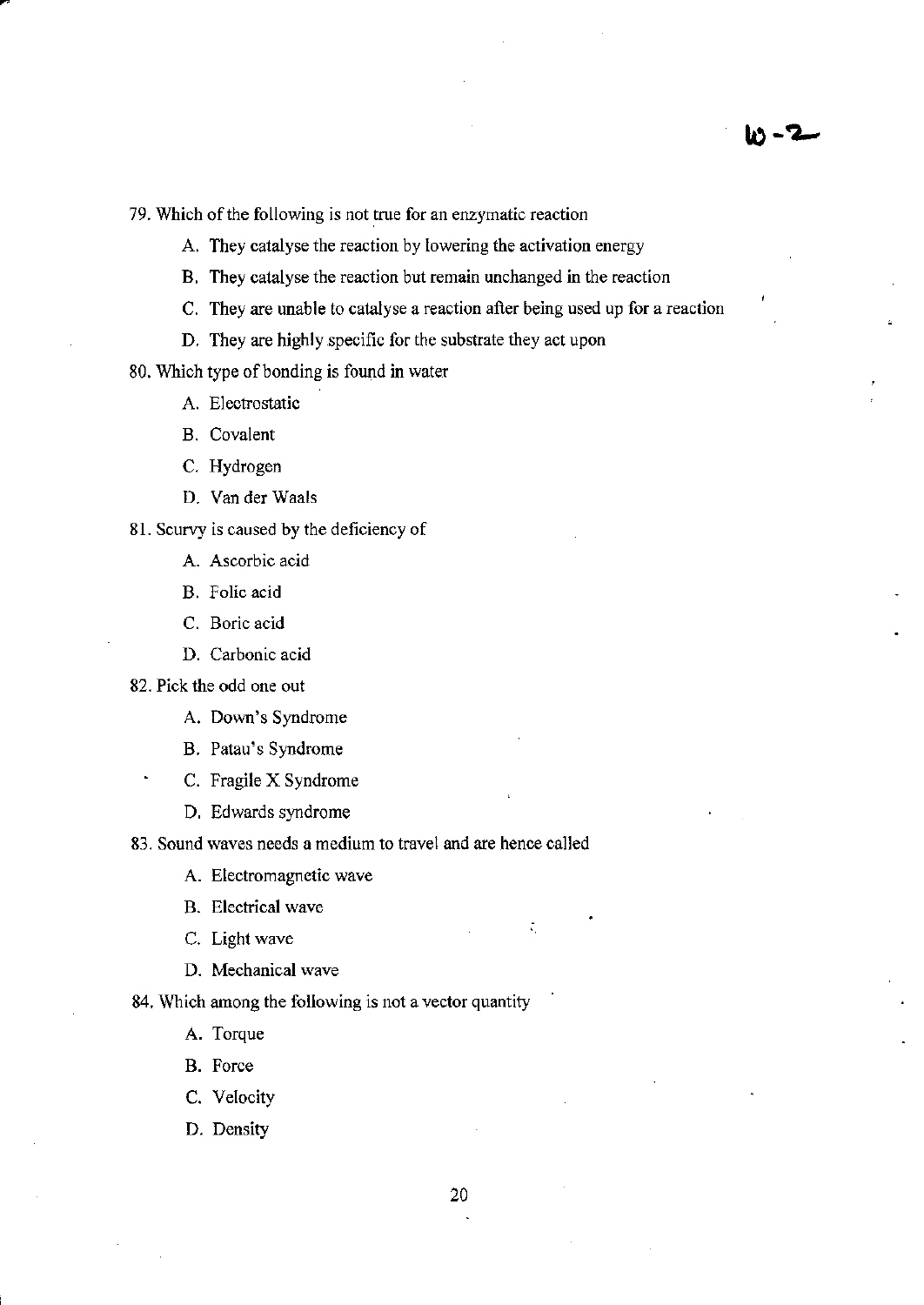79. Which of the following is not true for an enzymatic reaction

A. They catalyse the reaction by lowering the activation energy

B. They catalyse the reaction but remain unchanged in the reaction

C. They are unable to catalyse a reaction after being used up for a reaction

D. They are highly specific for the substrate they act upon

80. Which type of bonding is found in water

A. Electrostatic

B. Covalent

C. Hydrogen

D. Van der Waals

81. Scurvy is caused by the deficiency of

A. Ascorbic acid

B. Folic acid

C. Boric acid

D. Carbonic acid

82. Pick the odd one out

A. Down's Syndrome

B. Patau's Syndrome

C. Fragile X Syndrome

D. Edwards syndrome

83. Sound waves needs a medium to travel and are hence called

A. Electromagnetic wave

B. Electrical wave

C. Light wave

D. Mechanical wave

84. Which among the following is not a vector quantity

A. Torque

B. Force

C. Velocity

D. Density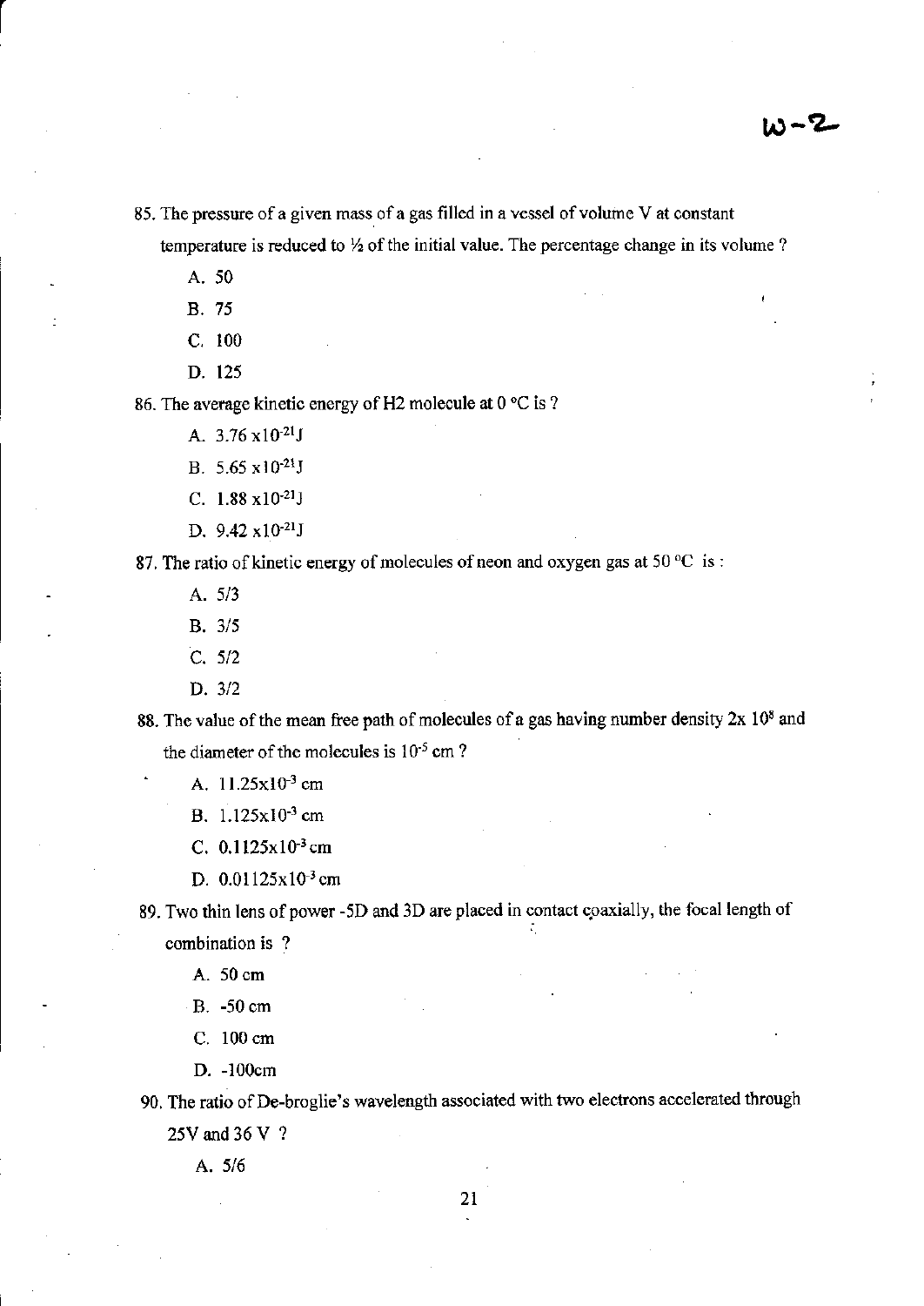85. The pressure of a given mass of a gas filled in a vessel of volume V at constant temperature is reduced to ½ of the initial value. The percentage change in its volume ?

    A. 50

    B. 75

    C. 100

    D. 125

86. The average kinetic energy of H2 molecule at 0 °C is ?

    A. $3.76 \times 10^{-21}$J

    B. $5.65 \times 10^{-21}$J

    C. $1.88 \times 10^{-21}$J

    D. $9.42 \times 10^{-21}$J

87. The ratio of kinetic energy of molecules of neon and oxygen gas at 50 °C is :

    A. 5/3

    B. 3/5

    C. 5/2

    D. 3/2

88. The value of the mean free path of molecules of a gas having number density $2 \times 10^{8}$ and the diameter of the molecules is $10^{-5}$ cm ?

    A. $11.25 \times 10^{-3}$ cm

    B. $1.125 \times 10^{-3}$ cm

    C. $0.1125 \times 10^{-3}$ cm

    D. $0.01125 \times 10^{-3}$ cm

89. Two thin lens of power -5D and 3D are placed in contact coaxially, the focal length of combination is ?

    A. 50 cm

    B. -50 cm

    C. 100 cm

    D. -100cm

90. The ratio of De-broglie's wavelength associated with two electrons accelerated through 25V and 36 V ?

    A. 5/6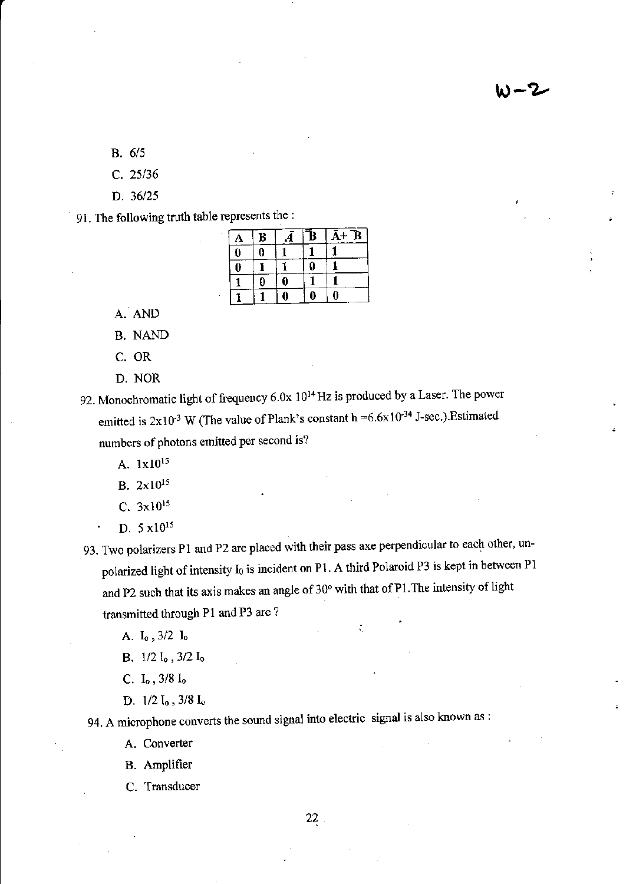B. 6/5

C. 25/36

D. 36/25

91. The following truth table represents the :

| A | B | $\bar{A}$ | $\bar{B}$ | $\bar{A}+\bar{B}$ |
|---|---|---|---|---|
| 0 | 0 | 1 | 1 | 1 |
| 0 | 1 | 1 | 0 | 1 |
| 1 | 0 | 0 | 1 | 1 |
| 1 | 1 | 0 | 0 | 0 |

A. AND

B. NAND

C. OR

D. NOR

92. Monochromatic light of frequency $6.0 \times 10^{14}$ Hz is produced by a Laser. The power emitted is $2 \times 10^{-3}$ W (The value of Plank's constant $h = 6.6 \times 10^{-34}$ J-sec.).Estimated numbers of photons emitted per second is?

A. $1 \times 10^{15}$

B. $2 \times 10^{15}$

C. $3 \times 10^{15}$

D. $5 \times 10^{15}$

93. Two polarizers P1 and P2 are placed with their pass axe perpendicular to each other, un-polarized light of intensity $I_0$ is incident on P1. A third Polaroid P3 is kept in between P1 and P2 such that its axis makes an angle of 30° with that of P1.The intensity of light transmitted through P1 and P3 are ?

A. $I_o$ , $3/2\ I_o$

B. $1/2\ I_o$ , $3/2\ I_o$

C. $I_o$ , $3/8\ I_o$

D. $1/2\ I_o$ , $3/8\ I_o$

94. A microphone converts the sound signal into electric signal is also known as :

A. Converter

B. Amplifier

C. Transducer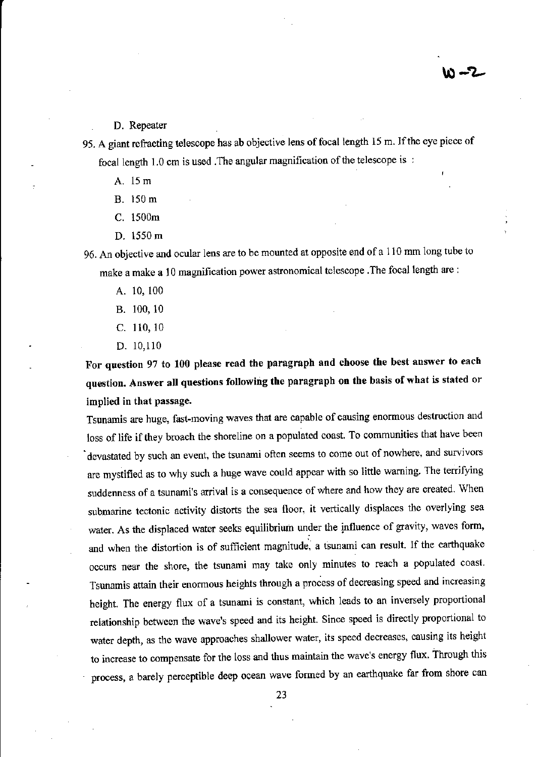D. Repeater

95. A giant refracting telescope has ab objective lens of focal length 15 m. If the eye piece of focal length 1.0 cm is used .The angular magnification of the telescope is :

    A. 15 m

    B. 150 m

    C. 1500m

    D. 1550 m

96. An objective and ocular lens are to be mounted at opposite end of a 110 mm long tube to make a make a 10 magnification power astronomical telescope .The focal length are :

    A. 10, 100

    B. 100, 10

    C. 110, 10

    D. 10,110

**For question 97 to 100 please read the paragraph and choose the best answer to each question. Answer all questions following the paragraph on the basis of what is stated or implied in that passage.**

Tsunamis are huge, fast-moving waves that are capable of causing enormous destruction and loss of life if they broach the shoreline on a populated coast. To communities that have been devastated by such an event, the tsunami often seems to come out of nowhere, and survivors are mystified as to why such a huge wave could appear with so little warning. The terrifying suddenness of a tsunami's arrival is a consequence of where and how they are created. When submarine tectonic activity distorts the sea floor, it vertically displaces the overlying sea water. As the displaced water seeks equilibrium under the influence of gravity, waves form, and when the distortion is of sufficient magnitude, a tsunami can result. If the earthquake occurs near the shore, the tsunami may take only minutes to reach a populated coast. Tsunamis attain their enormous heights through a process of decreasing speed and increasing height. The energy flux of a tsunami is constant, which leads to an inversely proportional relationship between the wave's speed and its height. Since speed is directly proportional to water depth, as the wave approaches shallower water, its speed decreases, causing its height to increase to compensate for the loss and thus maintain the wave's energy flux. Through this process, a barely perceptible deep ocean wave formed by an earthquake far from shore can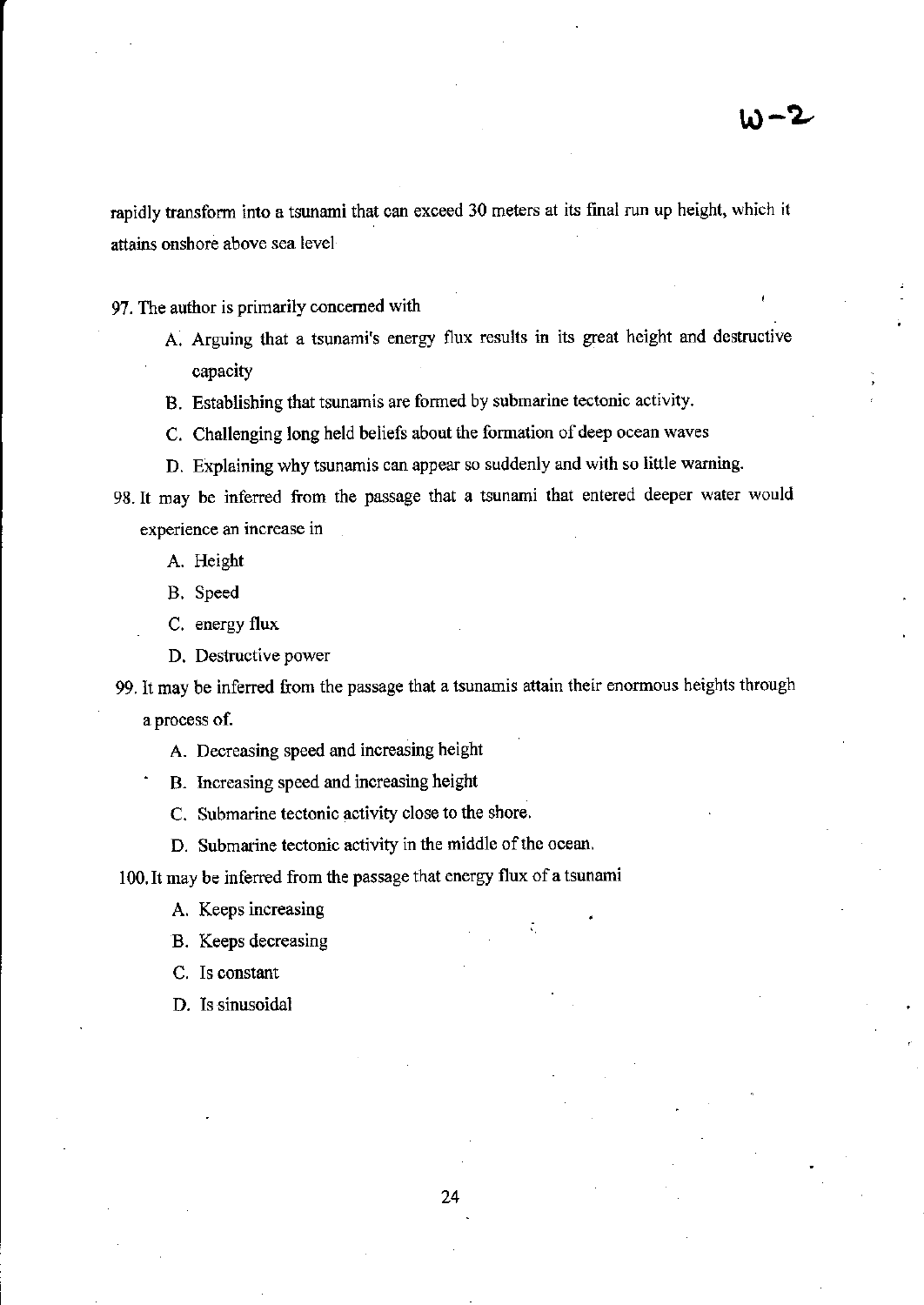rapidly transform into a tsunami that can exceed 30 meters at its final run up height, which it attains onshore above sea level

97. The author is primarily concerned with
    - A. Arguing that a tsunami's energy flux results in its great height and destructive capacity
    - B. Establishing that tsunamis are formed by submarine tectonic activity.
    - C. Challenging long held beliefs about the formation of deep ocean waves
    - D. Explaining why tsunamis can appear so suddenly and with so little warning.

98. It may be inferred from the passage that a tsunami that entered deeper water would experience an increase in
    - A. Height
    - B. Speed
    - C. energy flux
    - D. Destructive power

99. It may be inferred from the passage that a tsunamis attain their enormous heights through a process of.
    - A. Decreasing speed and increasing height
    - B. Increasing speed and increasing height
    - C. Submarine tectonic activity close to the shore.
    - D. Submarine tectonic activity in the middle of the ocean.

100. It may be inferred from the passage that energy flux of a tsunami
    - A. Keeps increasing
    - B. Keeps decreasing
    - C. Is constant
    - D. Is sinusoidal